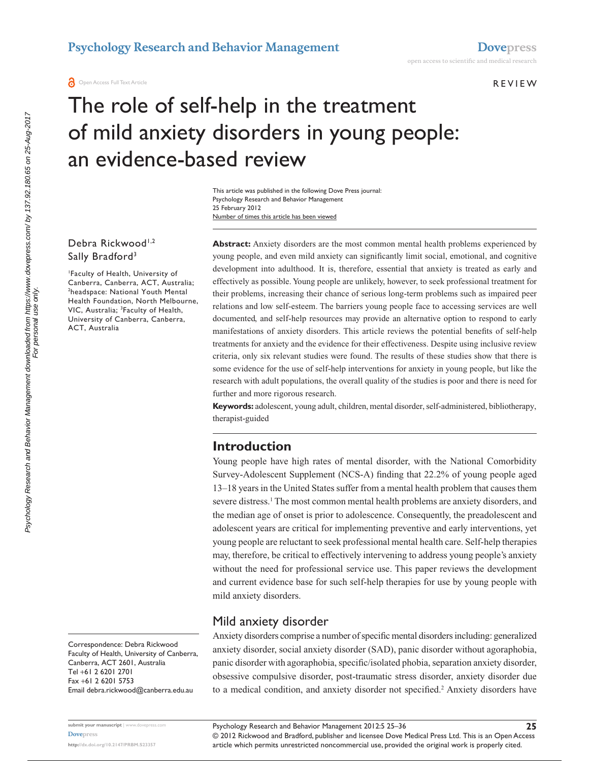Open Access Full Text Article

REVIEW

# The role of self-help in the treatment of mild anxiety disorders in young people: an evidence-based review

This article was published in the following Dove Press journal:
Psychology Research and Behavior Management
25 February 2012
Number of times this article has been viewed

Debra Rickwood[1,2]
Sally Bradford[3]

[1]Faculty of Health, University of Canberra, Canberra, ACT, Australia; [2]headspace: National Youth Mental Health Foundation, North Melbourne, VIC, Australia; [3]Faculty of Health, University of Canberra, Canberra, ACT, Australia

Correspondence: Debra Rickwood
Faculty of Health, University of Canberra, Canberra, ACT 2601, Australia
Tel +61 2 6201 2701
Fax +61 2 6201 5753
Email debra.rickwood@canberra.edu.au

**Abstract:** Anxiety disorders are the most common mental health problems experienced by young people, and even mild anxiety can significantly limit social, emotional, and cognitive development into adulthood. It is, therefore, essential that anxiety is treated as early and effectively as possible. Young people are unlikely, however, to seek professional treatment for their problems, increasing their chance of serious long-term problems such as impaired peer relations and low self-esteem. The barriers young people face to accessing services are well documented, and self-help resources may provide an alternative option to respond to early manifestations of anxiety disorders. This article reviews the potential benefits of self-help treatments for anxiety and the evidence for their effectiveness. Despite using inclusive review criteria, only six relevant studies were found. The results of these studies show that there is some evidence for the use of self-help interventions for anxiety in young people, but like the research with adult populations, the overall quality of the studies is poor and there is need for further and more rigorous research.

**Keywords:** adolescent, young adult, children, mental disorder, self-administered, bibliotherapy, therapist-guided

## Introduction

Young people have high rates of mental disorder, with the National Comorbidity Survey-Adolescent Supplement (NCS-A) finding that 22.2% of young people aged 13–18 years in the United States suffer from a mental health problem that causes them severe distress.[1] The most common mental health problems are anxiety disorders, and the median age of onset is prior to adolescence. Consequently, the preadolescent and adolescent years are critical for implementing preventive and early interventions, yet young people are reluctant to seek professional mental health care. Self-help therapies may, therefore, be critical to effectively intervening to address young people's anxiety without the need for professional service use. This paper reviews the development and current evidence base for such self-help therapies for use by young people with mild anxiety disorders.

## Mild anxiety disorder

Anxiety disorders comprise a number of specific mental disorders including: generalized anxiety disorder, social anxiety disorder (SAD), panic disorder without agoraphobia, panic disorder with agoraphobia, specific/isolated phobia, separation anxiety disorder, obsessive compulsive disorder, post-traumatic stress disorder, anxiety disorder due to a medical condition, and anxiety disorder not specified.[2] Anxiety disorders have

© 2012 Rickwood and Bradford, publisher and licensee Dove Medical Press Ltd. This is an Open Access article which permits unrestricted noncommercial use, provided the original work is properly cited.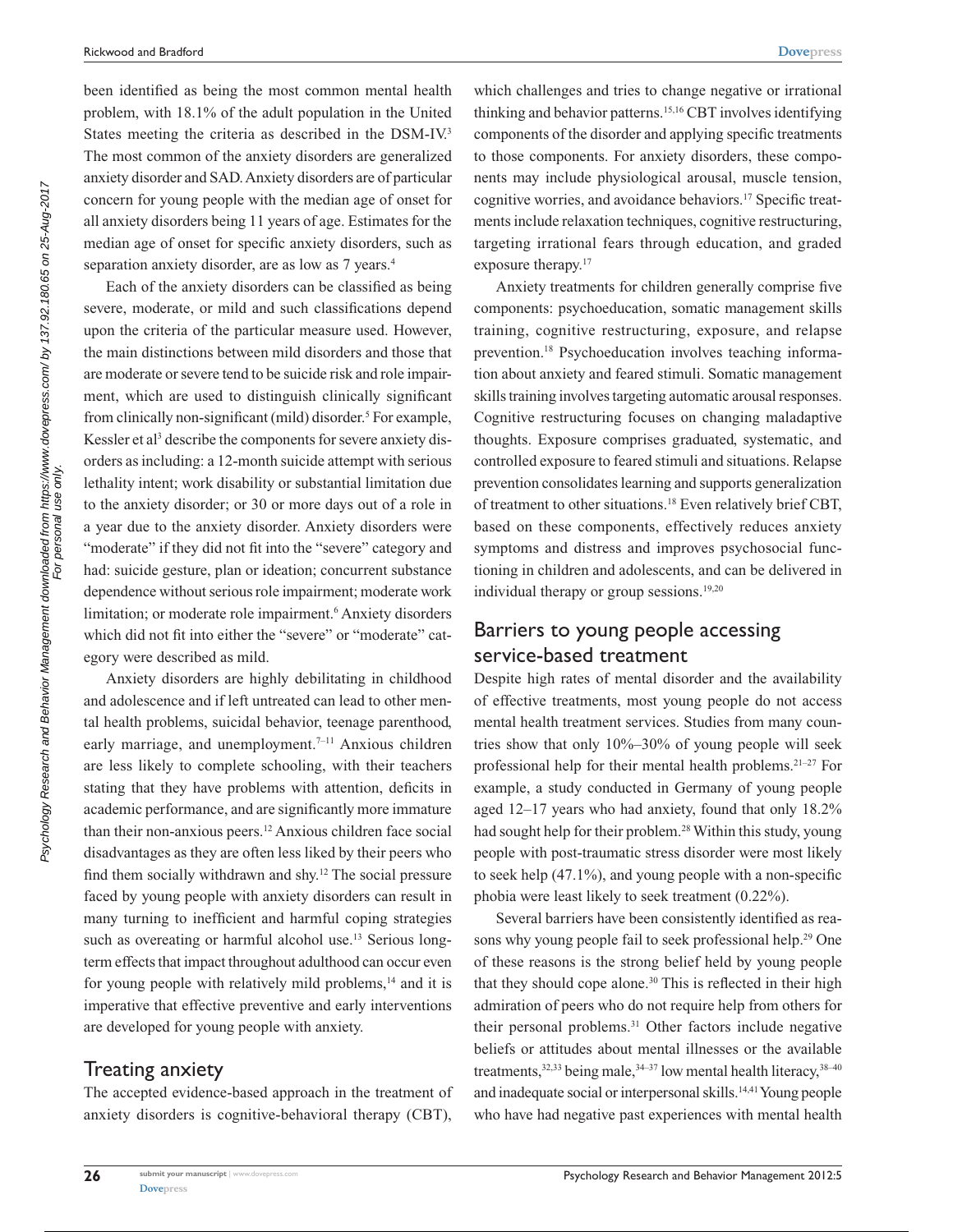been identified as being the most common mental health problem, with 18.1% of the adult population in the United States meeting the criteria as described in the DSM-IV.[3] The most common of the anxiety disorders are generalized anxiety disorder and SAD. Anxiety disorders are of particular concern for young people with the median age of onset for all anxiety disorders being 11 years of age. Estimates for the median age of onset for specific anxiety disorders, such as separation anxiety disorder, are as low as 7 years.[4]

Each of the anxiety disorders can be classified as being severe, moderate, or mild and such classifications depend upon the criteria of the particular measure used. However, the main distinctions between mild disorders and those that are moderate or severe tend to be suicide risk and role impairment, which are used to distinguish clinically significant from clinically non-significant (mild) disorder.[5] For example, Kessler et al[3] describe the components for severe anxiety disorders as including: a 12-month suicide attempt with serious lethality intent; work disability or substantial limitation due to the anxiety disorder; or 30 or more days out of a role in a year due to the anxiety disorder. Anxiety disorders were "moderate" if they did not fit into the "severe" category and had: suicide gesture, plan or ideation; concurrent substance dependence without serious role impairment; moderate work limitation; or moderate role impairment.[6] Anxiety disorders which did not fit into either the "severe" or "moderate" category were described as mild.

Anxiety disorders are highly debilitating in childhood and adolescence and if left untreated can lead to other mental health problems, suicidal behavior, teenage parenthood, early marriage, and unemployment.[7–11] Anxious children are less likely to complete schooling, with their teachers stating that they have problems with attention, deficits in academic performance, and are significantly more immature than their non-anxious peers.[12] Anxious children face social disadvantages as they are often less liked by their peers who find them socially withdrawn and shy.[12] The social pressure faced by young people with anxiety disorders can result in many turning to inefficient and harmful coping strategies such as overeating or harmful alcohol use.[13] Serious long-term effects that impact throughout adulthood can occur even for young people with relatively mild problems,[14] and it is imperative that effective preventive and early interventions are developed for young people with anxiety.

## Treating anxiety

The accepted evidence-based approach in the treatment of anxiety disorders is cognitive-behavioral therapy (CBT), which challenges and tries to change negative or irrational thinking and behavior patterns.[15,16] CBT involves identifying components of the disorder and applying specific treatments to those components. For anxiety disorders, these components may include physiological arousal, muscle tension, cognitive worries, and avoidance behaviors.[17] Specific treatments include relaxation techniques, cognitive restructuring, targeting irrational fears through education, and graded exposure therapy.[17]

Anxiety treatments for children generally comprise five components: psychoeducation, somatic management skills training, cognitive restructuring, exposure, and relapse prevention.[18] Psychoeducation involves teaching information about anxiety and feared stimuli. Somatic management skills training involves targeting automatic arousal responses. Cognitive restructuring focuses on changing maladaptive thoughts. Exposure comprises graduated, systematic, and controlled exposure to feared stimuli and situations. Relapse prevention consolidates learning and supports generalization of treatment to other situations.[18] Even relatively brief CBT, based on these components, effectively reduces anxiety symptoms and distress and improves psychosocial functioning in children and adolescents, and can be delivered in individual therapy or group sessions.[19,20]

## Barriers to young people accessing service-based treatment

Despite high rates of mental disorder and the availability of effective treatments, most young people do not access mental health treatment services. Studies from many countries show that only 10%–30% of young people will seek professional help for their mental health problems.[21–27] For example, a study conducted in Germany of young people aged 12–17 years who had anxiety, found that only 18.2% had sought help for their problem.[28] Within this study, young people with post-traumatic stress disorder were most likely to seek help (47.1%), and young people with a non-specific phobia were least likely to seek treatment (0.22%).

Several barriers have been consistently identified as reasons why young people fail to seek professional help.[29] One of these reasons is the strong belief held by young people that they should cope alone.[30] This is reflected in their high admiration of peers who do not require help from others for their personal problems.[31] Other factors include negative beliefs or attitudes about mental illnesses or the available treatments,[32,33] being male,[34–37] low mental health literacy,[38–40] and inadequate social or interpersonal skills.[14,41] Young people who have had negative past experiences with mental health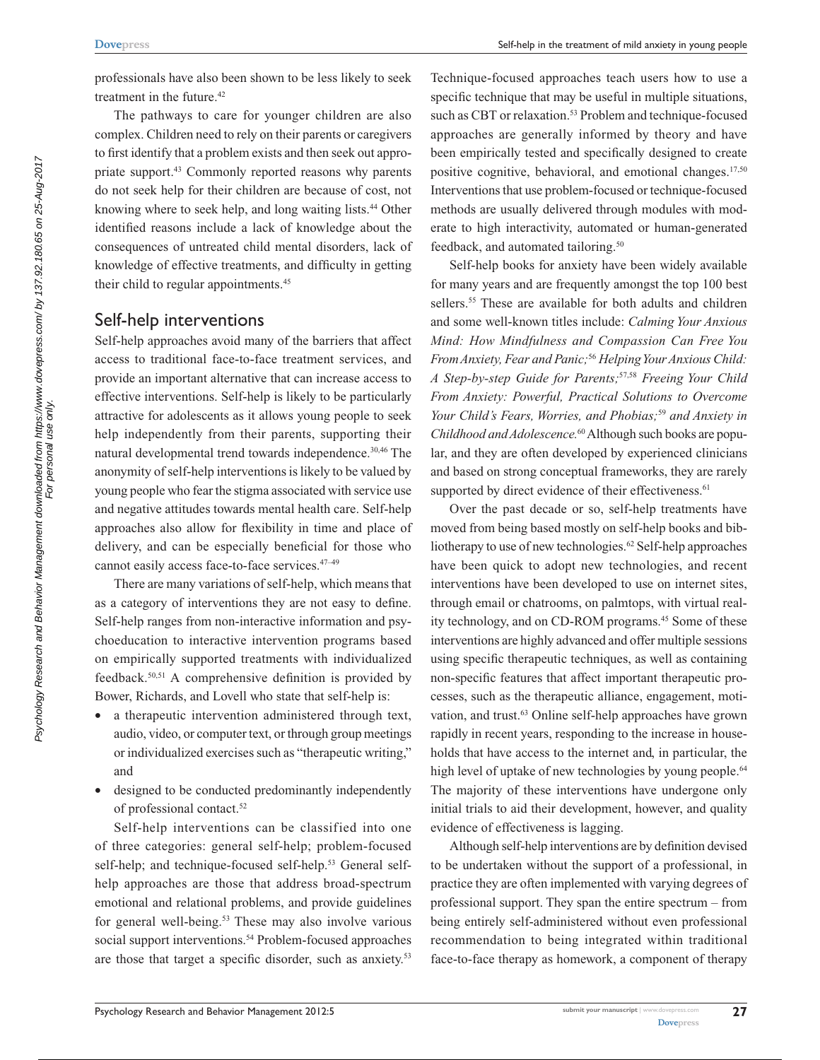professionals have also been shown to be less likely to seek treatment in the future.[42]

The pathways to care for younger children are also complex. Children need to rely on their parents or caregivers to first identify that a problem exists and then seek out appropriate support.[43] Commonly reported reasons why parents do not seek help for their children are because of cost, not knowing where to seek help, and long waiting lists.[44] Other identified reasons include a lack of knowledge about the consequences of untreated child mental disorders, lack of knowledge of effective treatments, and difficulty in getting their child to regular appointments.[45]

## Self-help interventions

Self-help approaches avoid many of the barriers that affect access to traditional face-to-face treatment services, and provide an important alternative that can increase access to effective interventions. Self-help is likely to be particularly attractive for adolescents as it allows young people to seek help independently from their parents, supporting their natural developmental trend towards independence.[30,46] The anonymity of self-help interventions is likely to be valued by young people who fear the stigma associated with service use and negative attitudes towards mental health care. Self-help approaches also allow for flexibility in time and place of delivery, and can be especially beneficial for those who cannot easily access face-to-face services.[47–49]

There are many variations of self-help, which means that as a category of interventions they are not easy to define. Self-help ranges from non-interactive information and psychoeducation to interactive intervention programs based on empirically supported treatments with individualized feedback.[50,51] A comprehensive definition is provided by Bower, Richards, and Lovell who state that self-help is:

- a therapeutic intervention administered through text, audio, video, or computer text, or through group meetings or individualized exercises such as "therapeutic writing," and
- designed to be conducted predominantly independently of professional contact.[52]

Self-help interventions can be classified into one of three categories: general self-help; problem-focused self-help; and technique-focused self-help.[53] General self-help approaches are those that address broad-spectrum emotional and relational problems, and provide guidelines for general well-being.[53] These may also involve various social support interventions.[54] Problem-focused approaches are those that target a specific disorder, such as anxiety.[53] Technique-focused approaches teach users how to use a specific technique that may be useful in multiple situations, such as CBT or relaxation.[53] Problem and technique-focused approaches are generally informed by theory and have been empirically tested and specifically designed to create positive cognitive, behavioral, and emotional changes.[17,50] Interventions that use problem-focused or technique-focused methods are usually delivered through modules with moderate to high interactivity, automated or human-generated feedback, and automated tailoring.[50]

Self-help books for anxiety have been widely available for many years and are frequently amongst the top 100 best sellers.[55] These are available for both adults and children and some well-known titles include: *Calming Your Anxious Mind: How Mindfulness and Compassion Can Free You From Anxiety, Fear and Panic;*[56] *Helping Your Anxious Child: A Step-by-step Guide for Parents;*[57,58] *Freeing Your Child From Anxiety: Powerful, Practical Solutions to Overcome Your Child's Fears, Worries, and Phobias;*[59] *and Anxiety in Childhood and Adolescence.*[60] Although such books are popular, and they are often developed by experienced clinicians and based on strong conceptual frameworks, they are rarely supported by direct evidence of their effectiveness.[61]

Over the past decade or so, self-help treatments have moved from being based mostly on self-help books and bibliotherapy to use of new technologies.[62] Self-help approaches have been quick to adopt new technologies, and recent interventions have been developed to use on internet sites, through email or chatrooms, on palmtops, with virtual reality technology, and on CD-ROM programs.[45] Some of these interventions are highly advanced and offer multiple sessions using specific therapeutic techniques, as well as containing non-specific features that affect important therapeutic processes, such as the therapeutic alliance, engagement, motivation, and trust.[63] Online self-help approaches have grown rapidly in recent years, responding to the increase in households that have access to the internet and, in particular, the high level of uptake of new technologies by young people.[64] The majority of these interventions have undergone only initial trials to aid their development, however, and quality evidence of effectiveness is lagging.

Although self-help interventions are by definition devised to be undertaken without the support of a professional, in practice they are often implemented with varying degrees of professional support. They span the entire spectrum – from being entirely self-administered without even professional recommendation to being integrated within traditional face-to-face therapy as homework, a component of therapy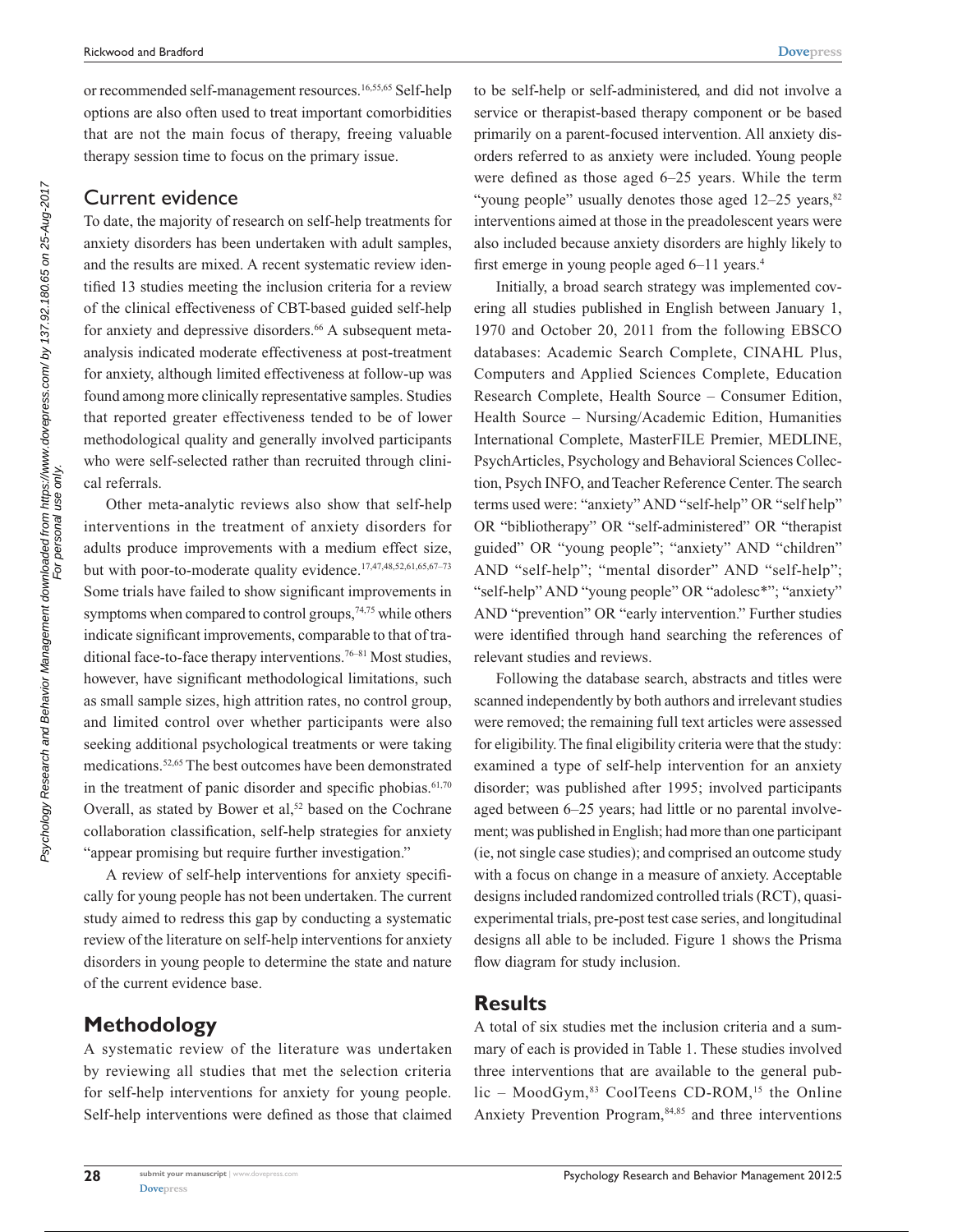or recommended self-management resources.[16,55,65] Self-help options are also often used to treat important comorbidities that are not the main focus of therapy, freeing valuable therapy session time to focus on the primary issue.

## Current evidence

To date, the majority of research on self-help treatments for anxiety disorders has been undertaken with adult samples, and the results are mixed. A recent systematic review identified 13 studies meeting the inclusion criteria for a review of the clinical effectiveness of CBT-based guided self-help for anxiety and depressive disorders.[66] A subsequent meta-analysis indicated moderate effectiveness at post-treatment for anxiety, although limited effectiveness at follow-up was found among more clinically representative samples. Studies that reported greater effectiveness tended to be of lower methodological quality and generally involved participants who were self-selected rather than recruited through clinical referrals.

Other meta-analytic reviews also show that self-help interventions in the treatment of anxiety disorders for adults produce improvements with a medium effect size, but with poor-to-moderate quality evidence.[17,47,48,52,61,65,67–73] Some trials have failed to show significant improvements in symptoms when compared to control groups,[74,75] while others indicate significant improvements, comparable to that of traditional face-to-face therapy interventions.[76–81] Most studies, however, have significant methodological limitations, such as small sample sizes, high attrition rates, no control group, and limited control over whether participants were also seeking additional psychological treatments or were taking medications.[52,65] The best outcomes have been demonstrated in the treatment of panic disorder and specific phobias.[61,70] Overall, as stated by Bower et al,[52] based on the Cochrane collaboration classification, self-help strategies for anxiety "appear promising but require further investigation."

A review of self-help interventions for anxiety specifically for young people has not been undertaken. The current study aimed to redress this gap by conducting a systematic review of the literature on self-help interventions for anxiety disorders in young people to determine the state and nature of the current evidence base.

# Methodology

A systematic review of the literature was undertaken by reviewing all studies that met the selection criteria for self-help interventions for anxiety for young people. Self-help interventions were defined as those that claimed to be self-help or self-administered, and did not involve a service or therapist-based therapy component or be based primarily on a parent-focused intervention. All anxiety disorders referred to as anxiety were included. Young people were defined as those aged 6–25 years. While the term "young people" usually denotes those aged 12–25 years,[82] interventions aimed at those in the preadolescent years were also included because anxiety disorders are highly likely to first emerge in young people aged 6–11 years.[4]

Initially, a broad search strategy was implemented covering all studies published in English between January 1, 1970 and October 20, 2011 from the following EBSCO databases: Academic Search Complete, CINAHL Plus, Computers and Applied Sciences Complete, Education Research Complete, Health Source – Consumer Edition, Health Source – Nursing/Academic Edition, Humanities International Complete, MasterFILE Premier, MEDLINE, PsychArticles, Psychology and Behavioral Sciences Collection, Psych INFO, and Teacher Reference Center. The search terms used were: "anxiety" AND "self-help" OR "self help" OR "bibliotherapy" OR "self-administered" OR "therapist guided" OR "young people"; "anxiety" AND "children" AND "self-help"; "mental disorder" AND "self-help"; "self-help" AND "young people" OR "adolesc*"; "anxiety" AND "prevention" OR "early intervention." Further studies were identified through hand searching the references of relevant studies and reviews.

Following the database search, abstracts and titles were scanned independently by both authors and irrelevant studies were removed; the remaining full text articles were assessed for eligibility. The final eligibility criteria were that the study: examined a type of self-help intervention for an anxiety disorder; was published after 1995; involved participants aged between 6–25 years; had little or no parental involvement; was published in English; had more than one participant (ie, not single case studies); and comprised an outcome study with a focus on change in a measure of anxiety. Acceptable designs included randomized controlled trials (RCT), quasi-experimental trials, pre-post test case series, and longitudinal designs all able to be included. Figure 1 shows the Prisma flow diagram for study inclusion.

# Results

A total of six studies met the inclusion criteria and a summary of each is provided in Table 1. These studies involved three interventions that are available to the general public – MoodGym,[83] CoolTeens CD-ROM,[15] the Online Anxiety Prevention Program,[84,85] and three interventions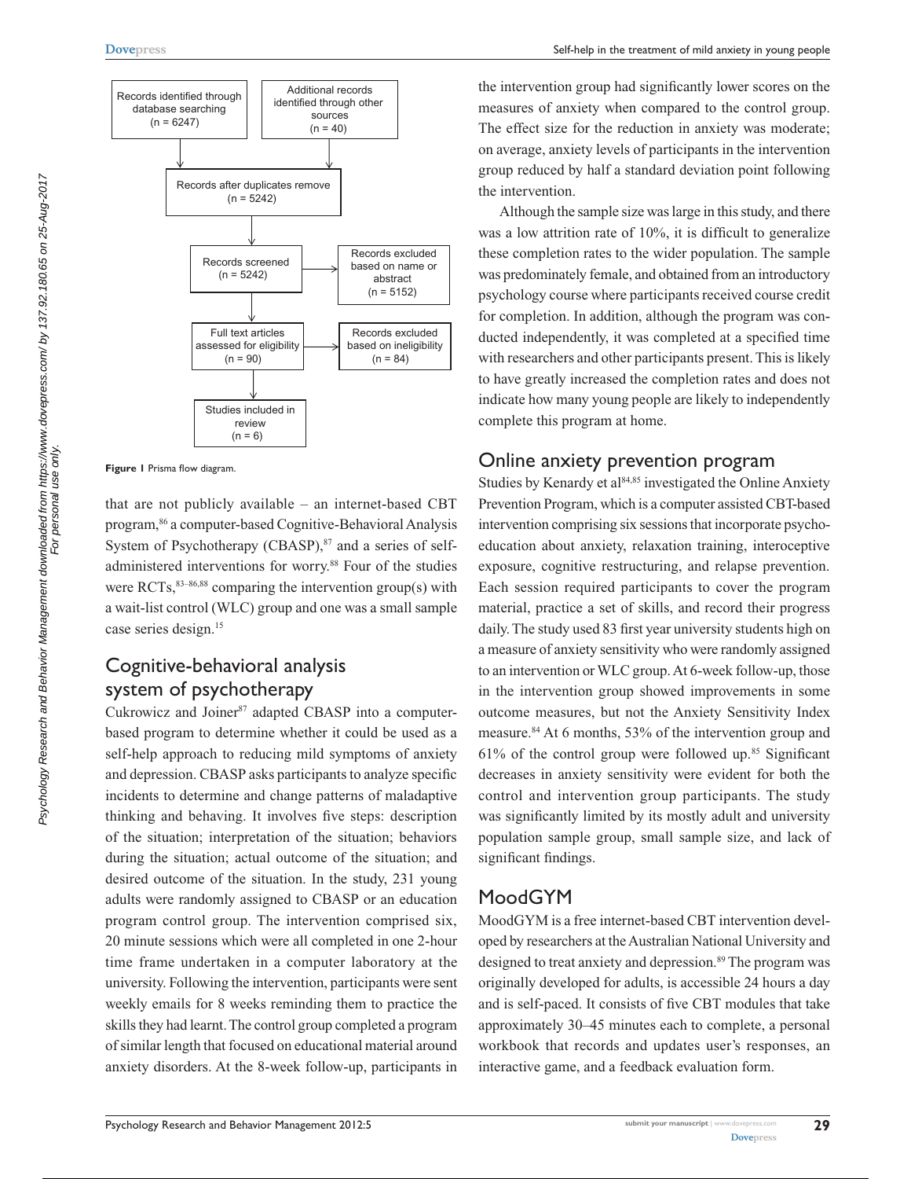Records identified through database searching (n = 6247)

Additional records identified through other sources (n = 40)

Records after duplicates remove (n = 5242)

Records screened (n = 5242)

Records excluded based on name or abstract (n = 5152)

Full text articles assessed for eligibility (n = 90)

Records excluded based on ineligibility (n = 84)

Studies included in review (n = 6)

**Figure 1** Prisma flow diagram.

that are not publicly available – an internet-based CBT program,[86] a computer-based Cognitive-Behavioral Analysis System of Psychotherapy (CBASP),[87] and a series of self-administered interventions for worry.[88] Four of the studies were RCTs,[83–86,88] comparing the intervention group(s) with a wait-list control (WLC) group and one was a small sample case series design.[15]

## Cognitive-behavioral analysis system of psychotherapy

Cukrowicz and Joiner[87] adapted CBASP into a computer-based program to determine whether it could be used as a self-help approach to reducing mild symptoms of anxiety and depression. CBASP asks participants to analyze specific incidents to determine and change patterns of maladaptive thinking and behaving. It involves five steps: description of the situation; interpretation of the situation; behaviors during the situation; actual outcome of the situation; and desired outcome of the situation. In the study, 231 young adults were randomly assigned to CBASP or an education program control group. The intervention comprised six, 20 minute sessions which were all completed in one 2-hour time frame undertaken in a computer laboratory at the university. Following the intervention, participants were sent weekly emails for 8 weeks reminding them to practice the skills they had learnt. The control group completed a program of similar length that focused on educational material around anxiety disorders. At the 8-week follow-up, participants in the intervention group had significantly lower scores on the measures of anxiety when compared to the control group. The effect size for the reduction in anxiety was moderate; on average, anxiety levels of participants in the intervention group reduced by half a standard deviation point following the intervention.

Although the sample size was large in this study, and there was a low attrition rate of 10%, it is difficult to generalize these completion rates to the wider population. The sample was predominately female, and obtained from an introductory psychology course where participants received course credit for completion. In addition, although the program was conducted independently, it was completed at a specified time with researchers and other participants present. This is likely to have greatly increased the completion rates and does not indicate how many young people are likely to independently complete this program at home.

## Online anxiety prevention program

Studies by Kenardy et al[84,85] investigated the Online Anxiety Prevention Program, which is a computer assisted CBT-based intervention comprising six sessions that incorporate psychoeducation about anxiety, relaxation training, interoceptive exposure, cognitive restructuring, and relapse prevention. Each session required participants to cover the program material, practice a set of skills, and record their progress daily. The study used 83 first year university students high on a measure of anxiety sensitivity who were randomly assigned to an intervention or WLC group. At 6-week follow-up, those in the intervention group showed improvements in some outcome measures, but not the Anxiety Sensitivity Index measure.[84] At 6 months, 53% of the intervention group and 61% of the control group were followed up.[85] Significant decreases in anxiety sensitivity were evident for both the control and intervention group participants. The study was significantly limited by its mostly adult and university population sample group, small sample size, and lack of significant findings.

## MoodGYM

MoodGYM is a free internet-based CBT intervention developed by researchers at the Australian National University and designed to treat anxiety and depression.[89] The program was originally developed for adults, is accessible 24 hours a day and is self-paced. It consists of five CBT modules that take approximately 30–45 minutes each to complete, a personal workbook that records and updates user's responses, an interactive game, and a feedback evaluation form.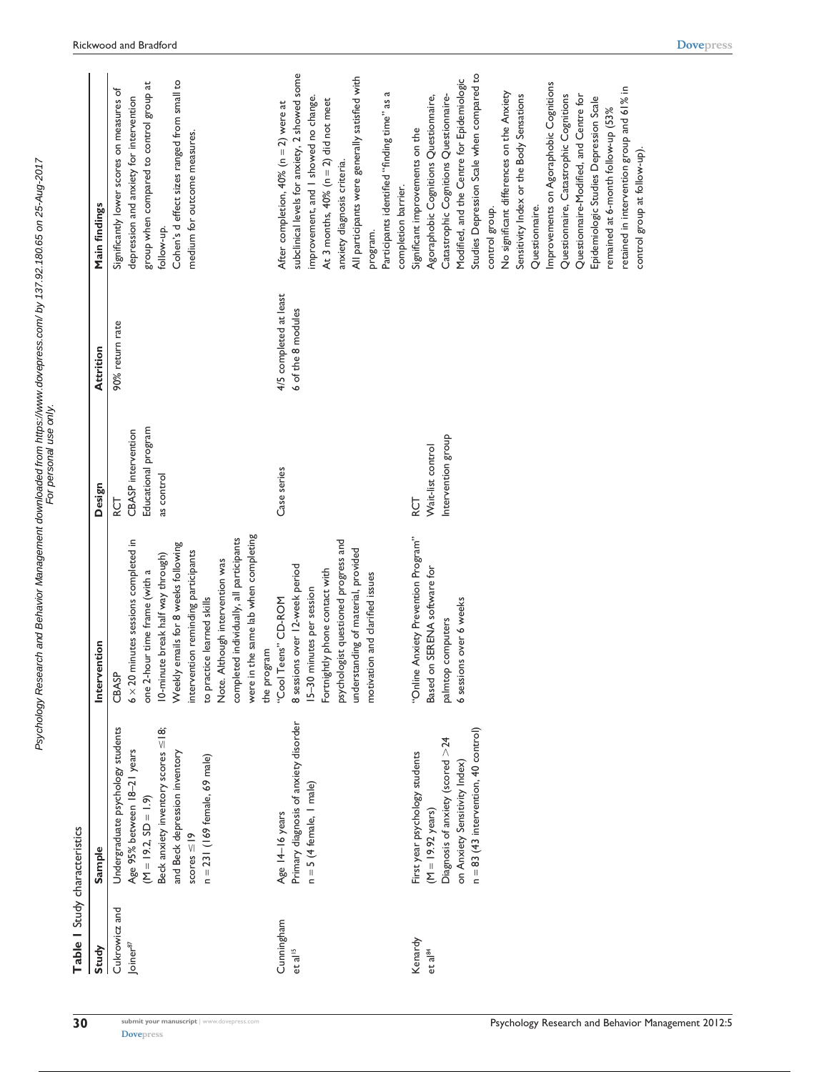**Table 1** Study characteristics

| Study | Sample | Intervention | Design | Attrition | Main findings |
|---|---|---|---|---|---|
| Cukrowicz and Joiner[87] | Undergraduate psychology students<br>Age 95% between 18–21 years (M = 19.2, SD = 1.9)<br>Beck anxiety inventory scores ≤18; and Beck depression inventory scores ≤19<br>n = 231 (169 female, 69 male) | CBASP<br>6 × 20 minutes sessions completed in one 2-hour time frame (with a 10-minute break half way through)<br>Weekly emails for 8 weeks following intervention reminding participants to practice learned skills<br>Note. Although intervention was completed individually, all participants were in the same lab when completing the program | RCT<br>CBASP intervention<br>Educational program as control | 90% return rate | Significantly lower scores on measures of depression and anxiety for intervention group when compared to control group at follow-up.<br>Cohen's d effect sizes ranged from small to medium for outcome measures. |
| Cunningham et al[15] | Age 14–16 years<br>Primary diagnosis of anxiety disorder<br>n = 5 (4 female, 1 male) | "Cool Teens" CD-ROM<br>8 sessions over 12-week period<br>15–30 minutes per session<br>Fortnightly phone contact with psychologist questioned progress and understanding of material, provided motivation and clarified issues | Case series | 4/5 completed at least 6 of the 8 modules | After completion, 40% (n = 2) were at subclinical levels for anxiety, 2 showed some improvement, and 1 showed no change.<br>At 3 months, 40% (n = 2) did not meet anxiety diagnosis criteria.<br>All participants were generally satisfied with program.<br>Participants identified "finding time" as a completion barrier. |
| Kenardy et al[84] | First year psychology students (M = 19.92 years)<br>Diagnosis of anxiety (scored >24 on Anxiety Sensitivity Index)<br>n = 83 (43 intervention, 40 control) | "Online Anxiety Prevention Program"<br>Based on SERENA software for palmtop computers<br>6 sessions over 6 weeks | RCT<br>Wait-list control<br>Intervention group | | Significant improvements on the Agoraphobic Cognitions Questionnaire, Catastrophic Cognitions Questionnaire-Modified, and the Centre for Epidemiologic Studies Depression Scale when compared to control group.<br>No significant differences on the Anxiety Sensitivity Index or the Body Sensations Questionnaire.<br>Improvements on Agoraphobic Cognitions Questionnaire, Catastrophic Cognitions Questionnaire-Modified, and Centre for Epidemiologic Studies Depression Scale remained at 6-month follow-up (53% retained in intervention group and 61% in control group at follow-up). |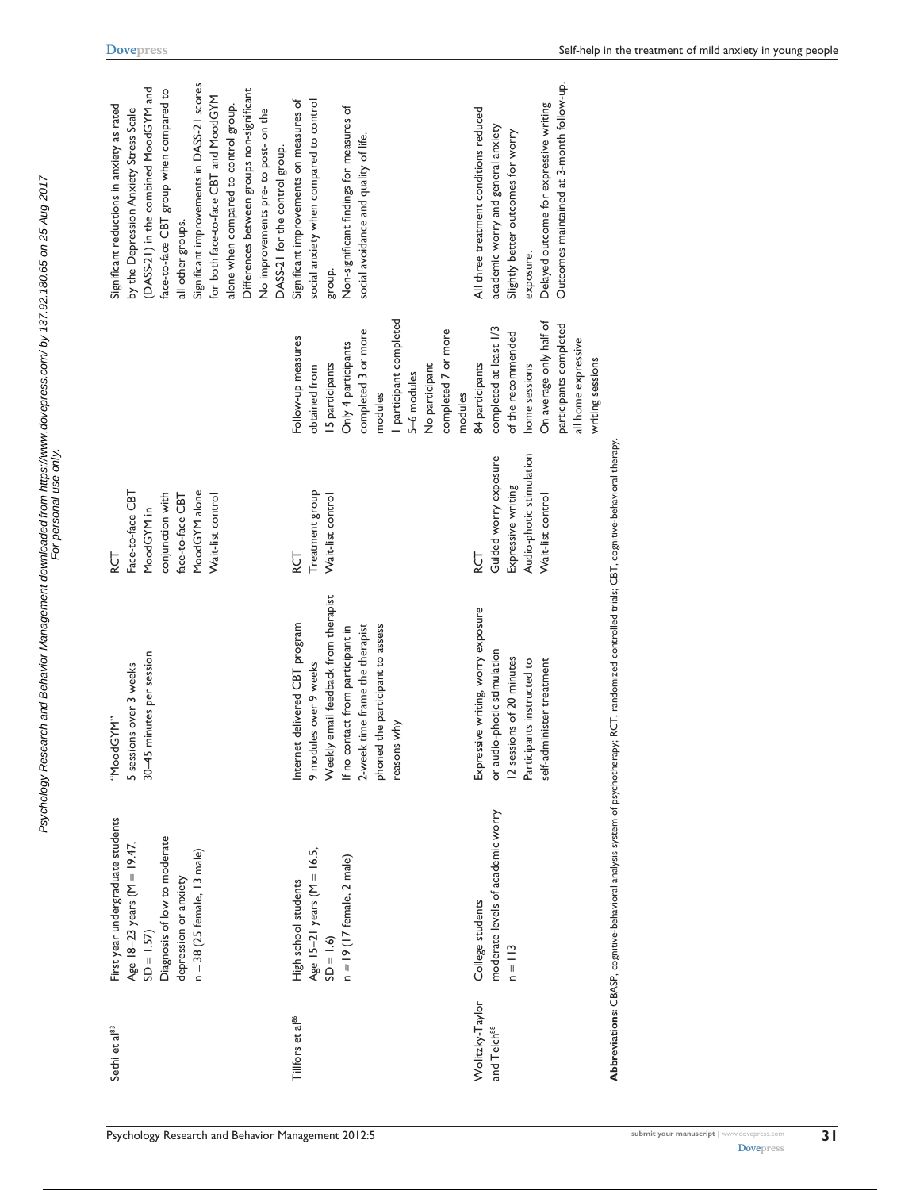| | | | | | |
|---|---|---|---|---|---|
| Sethi et al[83] | First year undergraduate students<br>Age 18–23 years (M = 19.47, SD = 1.57)<br>Diagnosis of low to moderate depression or anxiety<br>n = 38 (25 female, 13 male) | "MoodGYM"<br>5 sessions over 3 weeks<br>30–45 minutes per session | RCT<br>Face-to-face CBT<br>MoodGYM in conjunction with face-to-face CBT<br>MoodGYM alone<br>Wait-list control | | Significant reductions in anxiety as rated by the Depression Anxiety Stress Scale (DASS-21) in the combined MoodGYM and face-to-face CBT group when compared to all other groups.<br>Significant improvements in DASS-21 scores for both face-to-face CBT and MoodGYM alone when compared to control group.<br>Differences between groups non-significant<br>No improvements pre- to post- on the DASS-21 for the control group. |
| Tillfors et al[86] | High school students<br>Age 15–21 years (M = 16.5, SD = 1.6)<br>n = 19 (17 female, 2 male) | Internet delivered CBT program<br>9 modules over 9 weeks<br>Weekly email feedback from therapist<br>If no contact from participant in 2-week time frame the therapist phoned the participant to assess reasons why | RCT<br>Treatment group<br>Wait-list control | Follow-up measures obtained from 15 participants<br>Only 4 participants completed 3 or more modules<br>1 participant completed 5–6 modules<br>No participant completed 7 or more modules | Significant improvements on measures of social anxiety when compared to control group.<br>Non-significant findings for measures of social avoidance and quality of life. |
| Wolitzky-Taylor and Telch[88] | College students<br>moderate levels of academic worry<br>n = 113 | Expressive writing, worry exposure or audio-photic stimulation<br>12 sessions of 20 minutes<br>Participants instructed to self-administer treatment | RCT<br>Guided worry exposure<br>Expressive writing<br>Audio-photic stimulation<br>Wait-list control | 84 participants completed at least 1/3 of the recommended home sessions<br>On average only half of participants completed all home expressive writing sessions | All three treatment conditions reduced academic worry and general anxiety<br>Slightly better outcomes for worry exposure.<br>Delayed outcome for expressive writing<br>Outcomes maintained at 3-month follow-up. |

**Abbreviations:** CBASP, cognitive-behavioral analysis system of psychotherapy; RCT, randomized controlled trials; CBT, cognitive-behavioral therapy.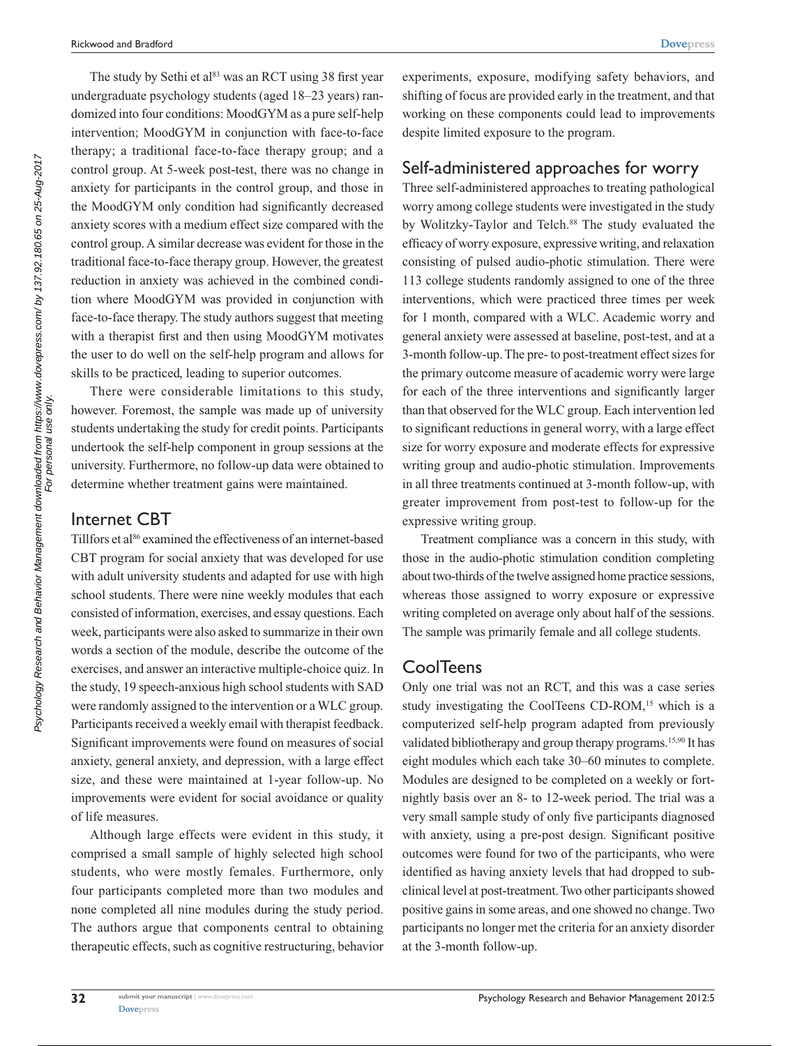The study by Sethi et al[83] was an RCT using 38 first year undergraduate psychology students (aged 18–23 years) randomized into four conditions: MoodGYM as a pure self-help intervention; MoodGYM in conjunction with face-to-face therapy; a traditional face-to-face therapy group; and a control group. At 5-week post-test, there was no change in anxiety for participants in the control group, and those in the MoodGYM only condition had significantly decreased anxiety scores with a medium effect size compared with the control group. A similar decrease was evident for those in the traditional face-to-face therapy group. However, the greatest reduction in anxiety was achieved in the combined condition where MoodGYM was provided in conjunction with face-to-face therapy. The study authors suggest that meeting with a therapist first and then using MoodGYM motivates the user to do well on the self-help program and allows for skills to be practiced, leading to superior outcomes.

There were considerable limitations to this study, however. Foremost, the sample was made up of university students undertaking the study for credit points. Participants undertook the self-help component in group sessions at the university. Furthermore, no follow-up data were obtained to determine whether treatment gains were maintained.

## Internet CBT

Tillfors et al[86] examined the effectiveness of an internet-based CBT program for social anxiety that was developed for use with adult university students and adapted for use with high school students. There were nine weekly modules that each consisted of information, exercises, and essay questions. Each week, participants were also asked to summarize in their own words a section of the module, describe the outcome of the exercises, and answer an interactive multiple-choice quiz. In the study, 19 speech-anxious high school students with SAD were randomly assigned to the intervention or a WLC group. Participants received a weekly email with therapist feedback. Significant improvements were found on measures of social anxiety, general anxiety, and depression, with a large effect size, and these were maintained at 1-year follow-up. No improvements were evident for social avoidance or quality of life measures.

Although large effects were evident in this study, it comprised a small sample of highly selected high school students, who were mostly females. Furthermore, only four participants completed more than two modules and none completed all nine modules during the study period. The authors argue that components central to obtaining therapeutic effects, such as cognitive restructuring, behavior experiments, exposure, modifying safety behaviors, and shifting of focus are provided early in the treatment, and that working on these components could lead to improvements despite limited exposure to the program.

## Self-administered approaches for worry

Three self-administered approaches to treating pathological worry among college students were investigated in the study by Wolitzky-Taylor and Telch.[88] The study evaluated the efficacy of worry exposure, expressive writing, and relaxation consisting of pulsed audio-photic stimulation. There were 113 college students randomly assigned to one of the three interventions, which were practiced three times per week for 1 month, compared with a WLC. Academic worry and general anxiety were assessed at baseline, post-test, and at a 3-month follow-up. The pre- to post-treatment effect sizes for the primary outcome measure of academic worry were large for each of the three interventions and significantly larger than that observed for the WLC group. Each intervention led to significant reductions in general worry, with a large effect size for worry exposure and moderate effects for expressive writing group and audio-photic stimulation. Improvements in all three treatments continued at 3-month follow-up, with greater improvement from post-test to follow-up for the expressive writing group.

Treatment compliance was a concern in this study, with those in the audio-photic stimulation condition completing about two-thirds of the twelve assigned home practice sessions, whereas those assigned to worry exposure or expressive writing completed on average only about half of the sessions. The sample was primarily female and all college students.

## CoolTeens

Only one trial was not an RCT, and this was a case series study investigating the CoolTeens CD-ROM,[15] which is a computerized self-help program adapted from previously validated bibliotherapy and group therapy programs.[15,90] It has eight modules which each take 30–60 minutes to complete. Modules are designed to be completed on a weekly or fortnightly basis over an 8- to 12-week period. The trial was a very small sample study of only five participants diagnosed with anxiety, using a pre-post design. Significant positive outcomes were found for two of the participants, who were identified as having anxiety levels that had dropped to subclinical level at post-treatment. Two other participants showed positive gains in some areas, and one showed no change. Two participants no longer met the criteria for an anxiety disorder at the 3-month follow-up.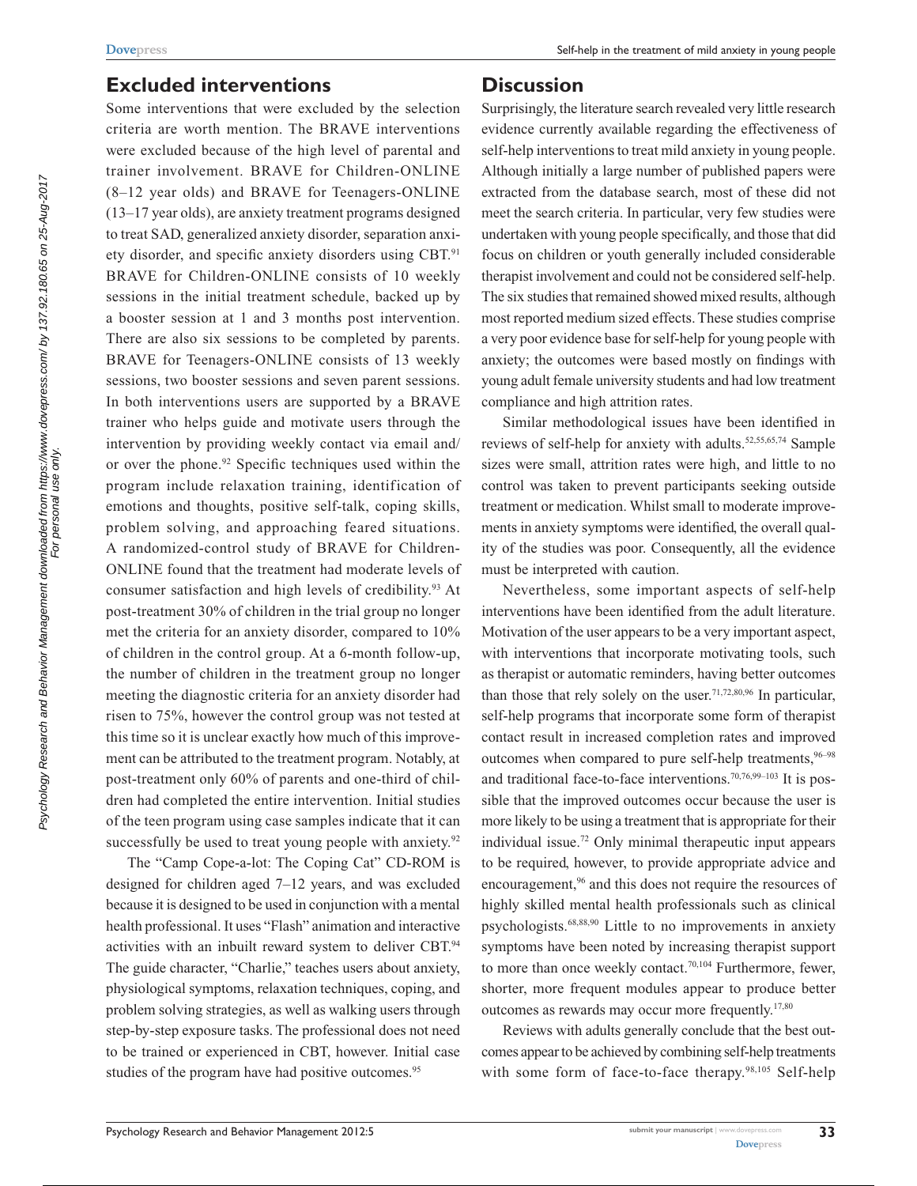## Excluded interventions

Some interventions that were excluded by the selection criteria are worth mention. The BRAVE interventions were excluded because of the high level of parental and trainer involvement. BRAVE for Children-ONLINE (8–12 year olds) and BRAVE for Teenagers-ONLINE (13–17 year olds), are anxiety treatment programs designed to treat SAD, generalized anxiety disorder, separation anxiety disorder, and specific anxiety disorders using CBT.[91] BRAVE for Children-ONLINE consists of 10 weekly sessions in the initial treatment schedule, backed up by a booster session at 1 and 3 months post intervention. There are also six sessions to be completed by parents. BRAVE for Teenagers-ONLINE consists of 13 weekly sessions, two booster sessions and seven parent sessions. In both interventions users are supported by a BRAVE trainer who helps guide and motivate users through the intervention by providing weekly contact via email and/or over the phone.[92] Specific techniques used within the program include relaxation training, identification of emotions and thoughts, positive self-talk, coping skills, problem solving, and approaching feared situations. A randomized-control study of BRAVE for Children-ONLINE found that the treatment had moderate levels of consumer satisfaction and high levels of credibility.[93] At post-treatment 30% of children in the trial group no longer met the criteria for an anxiety disorder, compared to 10% of children in the control group. At a 6-month follow-up, the number of children in the treatment group no longer meeting the diagnostic criteria for an anxiety disorder had risen to 75%, however the control group was not tested at this time so it is unclear exactly how much of this improvement can be attributed to the treatment program. Notably, at post-treatment only 60% of parents and one-third of children had completed the entire intervention. Initial studies of the teen program using case samples indicate that it can successfully be used to treat young people with anxiety.[92]

The "Camp Cope-a-lot: The Coping Cat" CD-ROM is designed for children aged 7–12 years, and was excluded because it is designed to be used in conjunction with a mental health professional. It uses "Flash" animation and interactive activities with an inbuilt reward system to deliver CBT.[94] The guide character, "Charlie," teaches users about anxiety, physiological symptoms, relaxation techniques, coping, and problem solving strategies, as well as walking users through step-by-step exposure tasks. The professional does not need to be trained or experienced in CBT, however. Initial case studies of the program have had positive outcomes.[95]

## Discussion

Surprisingly, the literature search revealed very little research evidence currently available regarding the effectiveness of self-help interventions to treat mild anxiety in young people. Although initially a large number of published papers were extracted from the database search, most of these did not meet the search criteria. In particular, very few studies were undertaken with young people specifically, and those that did focus on children or youth generally included considerable therapist involvement and could not be considered self-help. The six studies that remained showed mixed results, although most reported medium sized effects. These studies comprise a very poor evidence base for self-help for young people with anxiety; the outcomes were based mostly on findings with young adult female university students and had low treatment compliance and high attrition rates.

Similar methodological issues have been identified in reviews of self-help for anxiety with adults.[52,55,65,74] Sample sizes were small, attrition rates were high, and little to no control was taken to prevent participants seeking outside treatment or medication. Whilst small to moderate improvements in anxiety symptoms were identified, the overall quality of the studies was poor. Consequently, all the evidence must be interpreted with caution.

Nevertheless, some important aspects of self-help interventions have been identified from the adult literature. Motivation of the user appears to be a very important aspect, with interventions that incorporate motivating tools, such as therapist or automatic reminders, having better outcomes than those that rely solely on the user.[71,72,80,96] In particular, self-help programs that incorporate some form of therapist contact result in increased completion rates and improved outcomes when compared to pure self-help treatments,[96–98] and traditional face-to-face interventions.[70,76,99–103] It is possible that the improved outcomes occur because the user is more likely to be using a treatment that is appropriate for their individual issue.[72] Only minimal therapeutic input appears to be required, however, to provide appropriate advice and encouragement,[96] and this does not require the resources of highly skilled mental health professionals such as clinical psychologists.[68,88,90] Little to no improvements in anxiety symptoms have been noted by increasing therapist support to more than once weekly contact.[70,104] Furthermore, fewer, shorter, more frequent modules appear to produce better outcomes as rewards may occur more frequently.[17,80]

Reviews with adults generally conclude that the best outcomes appear to be achieved by combining self-help treatments with some form of face-to-face therapy.[98,105] Self-help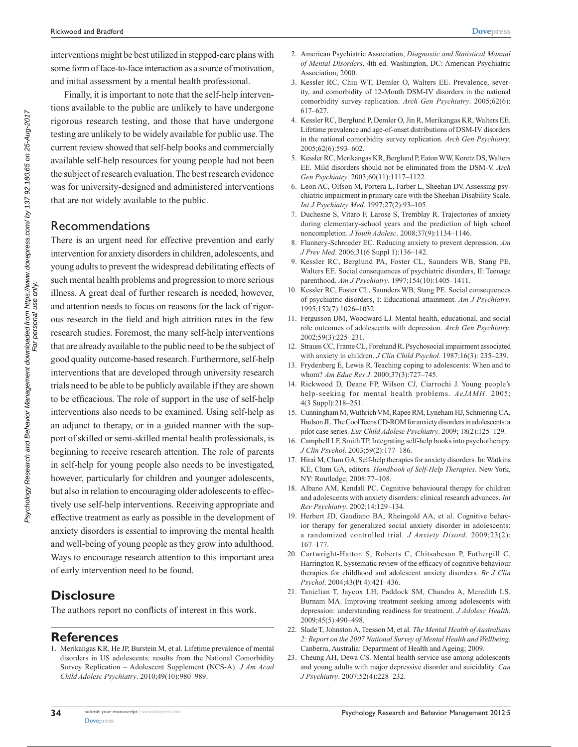interventions might be best utilized in stepped-care plans with some form of face-to-face interaction as a source of motivation, and initial assessment by a mental health professional.

Finally, it is important to note that the self-help interventions available to the public are unlikely to have undergone rigorous research testing, and those that have undergone testing are unlikely to be widely available for public use. The current review showed that self-help books and commercially available self-help resources for young people had not been the subject of research evaluation. The best research evidence was for university-designed and administered interventions that are not widely available to the public.

## Recommendations

There is an urgent need for effective prevention and early intervention for anxiety disorders in children, adolescents, and young adults to prevent the widespread debilitating effects of such mental health problems and progression to more serious illness. A great deal of further research is needed, however, and attention needs to focus on reasons for the lack of rigorous research in the field and high attrition rates in the few research studies. Foremost, the many self-help interventions that are already available to the public need to be the subject of good quality outcome-based research. Furthermore, self-help interventions that are developed through university research trials need to be able to be publicly available if they are shown to be efficacious. The role of support in the use of self-help interventions also needs to be examined. Using self-help as an adjunct to therapy, or in a guided manner with the support of skilled or semi-skilled mental health professionals, is beginning to receive research attention. The role of parents in self-help for young people also needs to be investigated, however, particularly for children and younger adolescents, but also in relation to encouraging older adolescents to effectively use self-help interventions. Receiving appropriate and effective treatment as early as possible in the development of anxiety disorders is essential to improving the mental health and well-being of young people as they grow into adulthood. Ways to encourage research attention to this important area of early intervention need to be found.

## Disclosure

The authors report no conflicts of interest in this work.

## References

1. Merikangas KR, He JP, Burstein M, et al. Lifetime prevalence of mental disorders in US adolescents: results from the National Comorbidity Survey Replication – Adolescent Supplement (NCS-A). *J Am Acad Child Adolesc Psychiatry*. 2010;49(10):980–989.
2. American Psychiatric Association, *Diagnostic and Statistical Manual of Mental Disorders*. 4th ed. Washington, DC: American Psychiatric Association; 2000.
3. Kessler RC, Chiu WT, Demler O, Walters EE. Prevalence, severity, and comorbidity of 12-Month DSM-IV disorders in the national comorbidity survey replication. *Arch Gen Psychiatry*. 2005;62(6):617–627.
4. Kessler RC, Berglund P, Demler O, Jin R, Merikangas KR, Walters EE. Lifetime prevalence and age-of-onset distributions of DSM-IV disorders in the national comorbidity survey replication. *Arch Gen Psychiatry*. 2005;62(6):593–602.
5. Kessler RC, Merikangas KR, Berglund P, Eaton WW, Koretz DS, Walters EE. Mild disorders should not be eliminated from the DSM-V. *Arch Gen Psychiatry*. 2003;60(11):1117–1122.
6. Leon AC, Olfson M, Portera L, Farber L, Sheehan DV. Assessing psychiatric impairment in primary care with the Sheehan Disability Scale. *Int J Psychiatry Med*. 1997;27(2):93–105.
7. Duchesne S, Vitaro F, Larose S, Tremblay R. Trajectories of anxiety during elementary-school years and the prediction of high school noncompletion. *J Youth Adolesc*. 2008;37(9):1134–1146.
8. Flannery-Schroeder EC. Reducing anxiety to prevent depression. *Am J Prev Med*. 2006;31(6 Suppl 1):136–142.
9. Kessler RC, Berglund PA, Foster CL, Saunders WB, Stang PE, Walters EE. Social consequences of psychiatric disorders, II: Teenage parenthood. *Am J Psychiatry*. 1997;154(10):1405–1411.
10. Kessler RC, Foster CL, Saunders WB, Stang PE. Social consequences of psychiatric disorders, I: Educational attainment. *Am J Psychiatry*. 1995;152(7):1026–1032.
11. Fergusson DM, Woodward LJ. Mental health, educational, and social role outcomes of adolescents with depression. *Arch Gen Psychiatry*. 2002;59(3):225–231.
12. Strauss CC, Frame CL, Forehand R. Psychosocial impairment associated with anxiety in children. *J Clin Child Psychol*. 1987;16(3): 235–239.
13. Frydenberg E, Lewis R. Teaching coping to adolescents: When and to whom? *Am Educ Res J*. 2000;37(3):727–745.
14. Rickwood D, Deane FP, Wilson CJ, Ciarrochi J. Young people's help-seeking for mental health problems. *AeJAMH*. 2005; 4(3 Suppl):218–251.
15. Cunningham M, Wuthrich VM, Rapee RM, Lyneham HJ, Schniering CA, Hudson JL. The Cool Teens CD-ROM for anxiety disorders in adolescents: a pilot case series. *Eur Child Adolesc Psychiatry*. 2009; 18(2):125–129.
16. Campbell LF, Smith TP. Integrating self-help books into psychotherapy. *J Clin Psychol*. 2003;59(2):177–186.
17. Hirai M, Clum GA. Self-help therapies for anxiety disorders. In: Watkins KE, Clum GA, editors. *Handbook of Self-Help Therapies*. New York, NY: Routledge; 2008:77–108.
18. Albano AM, Kendall PC. Cognitive behavioural therapy for children and adolescents with anxiety disorders: clinical research advances. *Int Rev Psychiatry*. 2002;14:129–134.
19. Herbert JD, Gaudiano BA, Rheingold AA, et al. Cognitive behavior therapy for generalized social anxiety disorder in adolescents: a randomized controlled trial. *J Anxiety Disord*. 2009;23(2): 167–177.
20. Cartwright-Hatton S, Roberts C, Chitsabesan P, Fothergill C, Harrington R. Systematic review of the efficacy of cognitive behaviour therapies for childhood and adolescent anxiety disorders. *Br J Clin Psychol*. 2004;43(Pt 4):421–436.
21. Tanielian T, Jaycox LH, Paddock SM, Chandra A, Meredith LS, Burnam MA. Improving treatment seeking among adolescents with depression: understanding readiness for treatment. *J Adolesc Health*. 2009;45(5):490–498.
22. Slade T, Johnston A, Teesson M, et al. *The Mental Health of Australians 2: Report on the 2007 National Survey of Mental Health and Wellbeing*. Canberra, Australia: Department of Health and Ageing; 2009.
23. Cheung AH, Dewa CS. Mental health service use among adolescents and young adults with major depressive disorder and suicidality. *Can J Psychiatry*. 2007;52(4):228–232.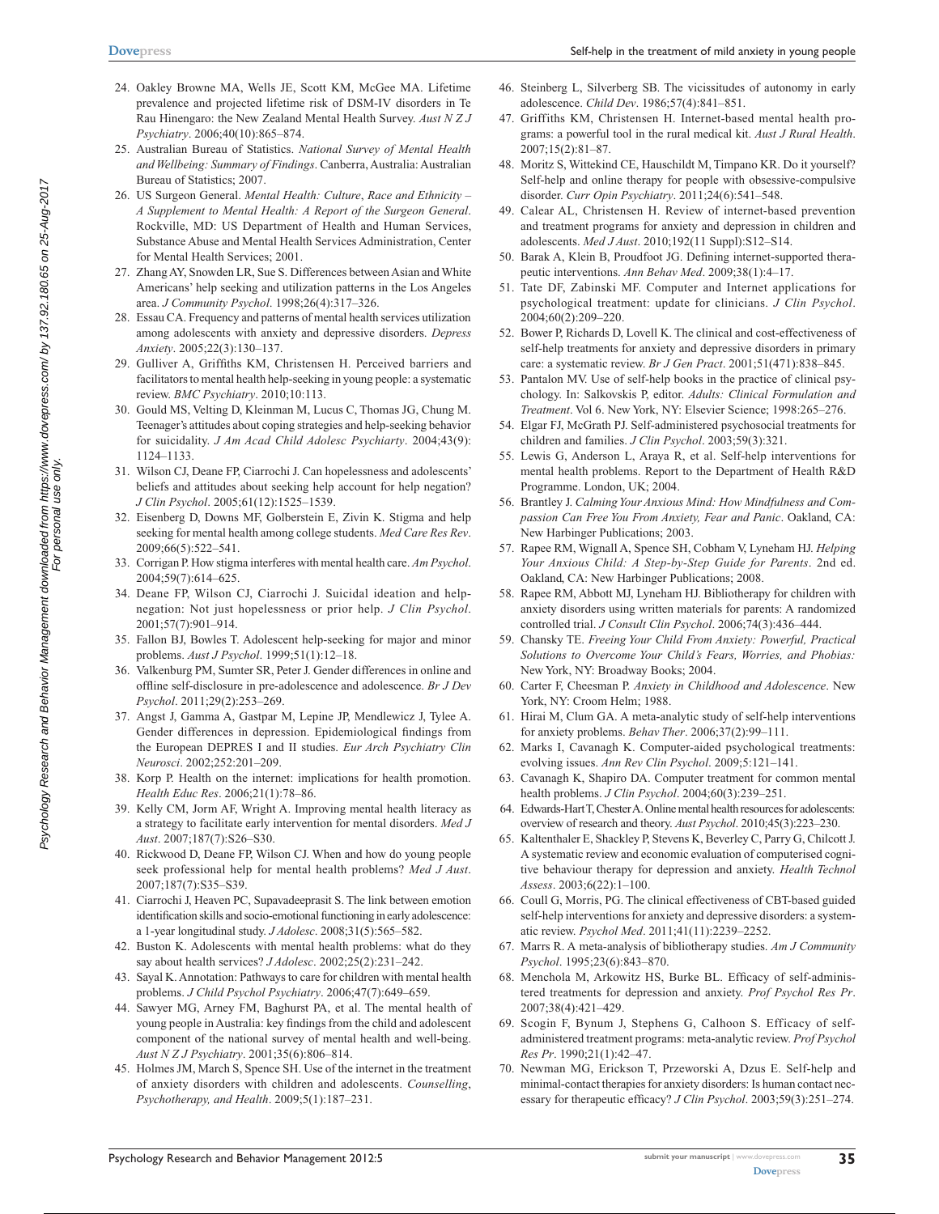24. Oakley Browne MA, Wells JE, Scott KM, McGee MA. Lifetime prevalence and projected lifetime risk of DSM-IV disorders in Te Rau Hinengaro: the New Zealand Mental Health Survey. *Aust N Z J Psychiatry*. 2006;40(10):865–874.
25. Australian Bureau of Statistics. *National Survey of Mental Health and Wellbeing: Summary of Findings*. Canberra, Australia: Australian Bureau of Statistics; 2007.
26. US Surgeon General. *Mental Health: Culture, Race and Ethnicity – A Supplement to Mental Health: A Report of the Surgeon General*. Rockville, MD: US Department of Health and Human Services, Substance Abuse and Mental Health Services Administration, Center for Mental Health Services; 2001.
27. Zhang AY, Snowden LR, Sue S. Differences between Asian and White Americans' help seeking and utilization patterns in the Los Angeles area. *J Community Psychol*. 1998;26(4):317–326.
28. Essau CA. Frequency and patterns of mental health services utilization among adolescents with anxiety and depressive disorders. *Depress Anxiety*. 2005;22(3):130–137.
29. Gulliver A, Griffiths KM, Christensen H. Perceived barriers and facilitators to mental health help-seeking in young people: a systematic review. *BMC Psychiatry*. 2010;10:113.
30. Gould MS, Velting D, Kleinman M, Lucus C, Thomas JG, Chung M. Teenager's attitudes about coping strategies and help-seeking behavior for suicidality. *J Am Acad Child Adolesc Psychiatry*. 2004;43(9):1124–1133.
31. Wilson CJ, Deane FP, Ciarrochi J. Can hopelessness and adolescents' beliefs and attitudes about seeking help account for help negation? *J Clin Psychol*. 2005;61(12):1525–1539.
32. Eisenberg D, Downs MF, Golberstein E, Zivin K. Stigma and help seeking for mental health among college students. *Med Care Res Rev*. 2009;66(5):522–541.
33. Corrigan P. How stigma interferes with mental health care. *Am Psychol*. 2004;59(7):614–625.
34. Deane FP, Wilson CJ, Ciarrochi J. Suicidal ideation and help-negation: Not just hopelessness or prior help. *J Clin Psychol*. 2001;57(7):901–914.
35. Fallon BJ, Bowles T. Adolescent help-seeking for major and minor problems. *Aust J Psychol*. 1999;51(1):12–18.
36. Valkenburg PM, Sumter SR, Peter J. Gender differences in online and offline self-disclosure in pre-adolescence and adolescence. *Br J Dev Psychol*. 2011;29(2):253–269.
37. Angst J, Gamma A, Gastpar M, Lepine JP, Mendlewicz J, Tylee A. Gender differences in depression. Epidemiological findings from the European DEPRES I and II studies. *Eur Arch Psychiatry Clin Neurosci*. 2002;252:201–209.
38. Korp P. Health on the internet: implications for health promotion. *Health Educ Res*. 2006;21(1):78–86.
39. Kelly CM, Jorm AF, Wright A. Improving mental health literacy as a strategy to facilitate early intervention for mental disorders. *Med J Aust*. 2007;187(7):S26–S30.
40. Rickwood D, Deane FP, Wilson CJ. When and how do young people seek professional help for mental health problems? *Med J Aust*. 2007;187(7):S35–S39.
41. Ciarrochi J, Heaven PC, Supavadeeprasit S. The link between emotion identification skills and socio-emotional functioning in early adolescence: a 1-year longitudinal study. *J Adolesc*. 2008;31(5):565–582.
42. Buston K. Adolescents with mental health problems: what do they say about health services? *J Adolesc*. 2002;25(2):231–242.
43. Sayal K. Annotation: Pathways to care for children with mental health problems. *J Child Psychol Psychiatry*. 2006;47(7):649–659.
44. Sawyer MG, Arney FM, Baghurst PA, et al. The mental health of young people in Australia: key findings from the child and adolescent component of the national survey of mental health and well-being. *Aust N Z J Psychiatry*. 2001;35(6):806–814.
45. Holmes JM, March S, Spence SH. Use of the internet in the treatment of anxiety disorders with children and adolescents. *Counselling, Psychotherapy, and Health*. 2009;5(1):187–231.
46. Steinberg L, Silverberg SB. The vicissitudes of autonomy in early adolescence. *Child Dev*. 1986;57(4):841–851.
47. Griffiths KM, Christensen H. Internet-based mental health programs: a powerful tool in the rural medical kit. *Aust J Rural Health*. 2007;15(2):81–87.
48. Moritz S, Wittekind CE, Hauschildt M, Timpano KR. Do it yourself? Self-help and online therapy for people with obsessive-compulsive disorder. *Curr Opin Psychiatry*. 2011;24(6):541–548.
49. Calear AL, Christensen H. Review of internet-based prevention and treatment programs for anxiety and depression in children and adolescents. *Med J Aust*. 2010;192(11 Suppl):S12–S14.
50. Barak A, Klein B, Proudfoot JG. Defining internet-supported therapeutic interventions. *Ann Behav Med*. 2009;38(1):4–17.
51. Tate DF, Zabinski MF. Computer and Internet applications for psychological treatment: update for clinicians. *J Clin Psychol*. 2004;60(2):209–220.
52. Bower P, Richards D, Lovell K. The clinical and cost-effectiveness of self-help treatments for anxiety and depressive disorders in primary care: a systematic review. *Br J Gen Pract*. 2001;51(471):838–845.
53. Pantalon MV. Use of self-help books in the practice of clinical psychology. In: Salkovskis P, editor. *Adults: Clinical Formulation and Treatment*. Vol 6. New York, NY: Elsevier Science; 1998:265–276.
54. Elgar FJ, McGrath PJ. Self-administered psychosocial treatments for children and families. *J Clin Psychol*. 2003;59(3):321.
55. Lewis G, Anderson L, Araya R, et al. Self-help interventions for mental health problems. Report to the Department of Health R&D Programme. London, UK; 2004.
56. Brantley J. *Calming Your Anxious Mind: How Mindfulness and Compassion Can Free You From Anxiety, Fear and Panic*. Oakland, CA: New Harbinger Publications; 2003.
57. Rapee RM, Wignall A, Spence SH, Cobham V, Lyneham HJ. *Helping Your Anxious Child: A Step-by-Step Guide for Parents*. 2nd ed. Oakland, CA: New Harbinger Publications; 2008.
58. Rapee RM, Abbott MJ, Lyneham HJ. Bibliotherapy for children with anxiety disorders using written materials for parents: A randomized controlled trial. *J Consult Clin Psychol*. 2006;74(3):436–444.
59. Chansky TE. *Freeing Your Child From Anxiety: Powerful, Practical Solutions to Overcome Your Child's Fears, Worries, and Phobias:* New York, NY: Broadway Books; 2004.
60. Carter F, Cheesman P. *Anxiety in Childhood and Adolescence*. New York, NY: Croom Helm; 1988.
61. Hirai M, Clum GA. A meta-analytic study of self-help interventions for anxiety problems. *Behav Ther*. 2006;37(2):99–111.
62. Marks I, Cavanagh K. Computer-aided psychological treatments: evolving issues. *Ann Rev Clin Psychol*. 2009;5:121–141.
63. Cavanagh K, Shapiro DA. Computer treatment for common mental health problems. *J Clin Psychol*. 2004;60(3):239–251.
64. Edwards-Hart T, Chester A. Online mental health resources for adolescents: overview of research and theory. *Aust Psychol*. 2010;45(3):223–230.
65. Kaltenthaler E, Shackley P, Stevens K, Beverley C, Parry G, Chilcott J. A systematic review and economic evaluation of computerised cognitive behaviour therapy for depression and anxiety. *Health Technol Assess*. 2003;6(22):1–100.
66. Coull G, Morris, PG. The clinical effectiveness of CBT-based guided self-help interventions for anxiety and depressive disorders: a systematic review. *Psychol Med*. 2011;41(11):2239–2252.
67. Marrs R. A meta-analysis of bibliotherapy studies. *Am J Community Psychol*. 1995;23(6):843–870.
68. Menchola M, Arkowitz HS, Burke BL. Efficacy of self-administered treatments for depression and anxiety. *Prof Psychol Res Pr*. 2007;38(4):421–429.
69. Scogin F, Bynum J, Stephens G, Calhoon S. Efficacy of self-administered treatment programs: meta-analytic review. *Prof Psychol Res Pr*. 1990;21(1):42–47.
70. Newman MG, Erickson T, Przeworski A, Dzus E. Self-help and minimal-contact therapies for anxiety disorders: Is human contact necessary for therapeutic efficacy? *J Clin Psychol*. 2003;59(3):251–274.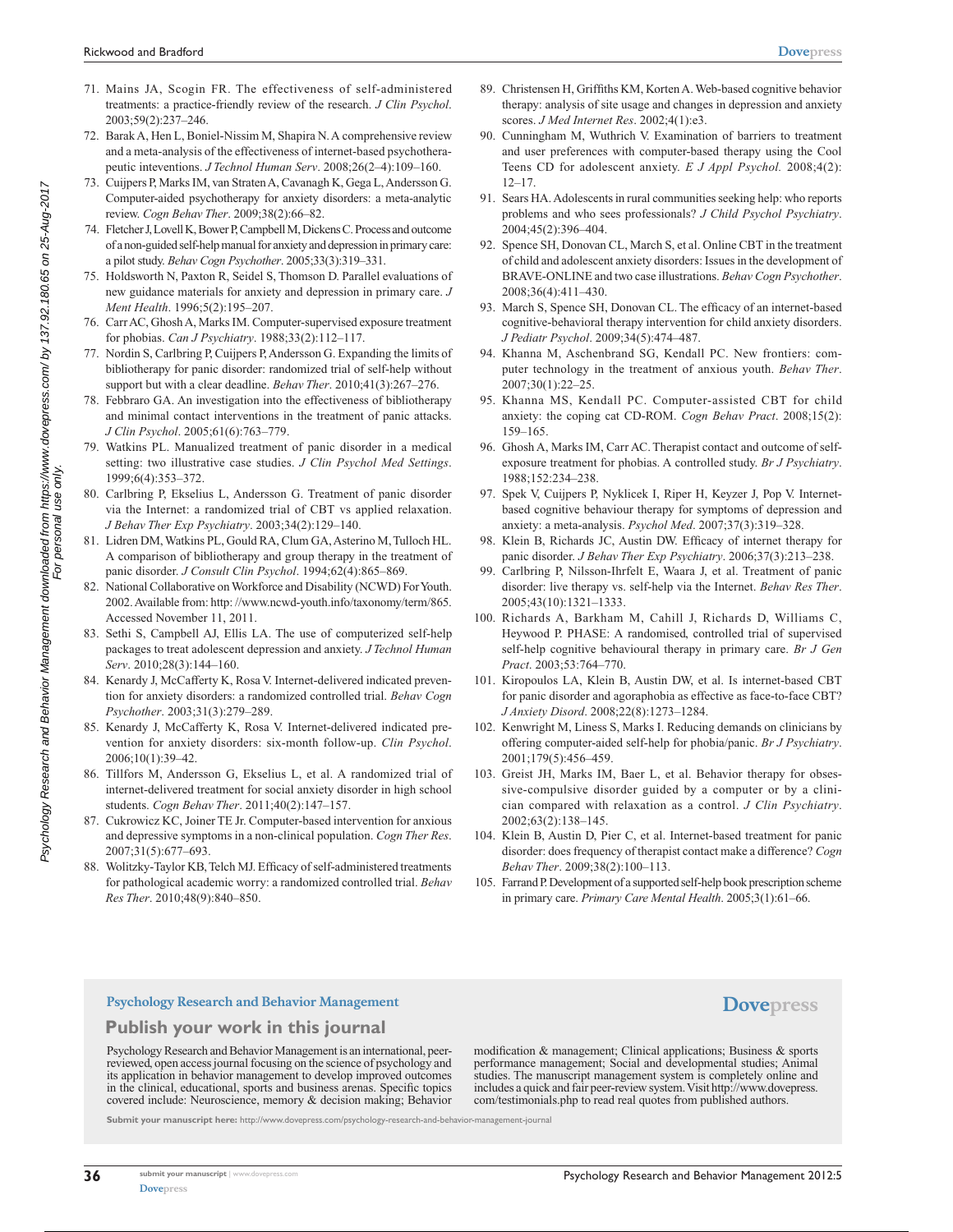71. Mains JA, Scogin FR. The effectiveness of self-administered treatments: a practice-friendly review of the research. *J Clin Psychol*. 2003;59(2):237–246.
72. Barak A, Hen L, Boniel-Nissim M, Shapira N. A comprehensive review and a meta-analysis of the effectiveness of internet-based psychotherapeutic inteventions. *J Technol Human Serv*. 2008;26(2–4):109–160.
73. Cuijpers P, Marks IM, van Straten A, Cavanagh K, Gega L, Andersson G. Computer-aided psychotherapy for anxiety disorders: a meta-analytic review. *Cogn Behav Ther*. 2009;38(2):66–82.
74. Fletcher J, Lovell K, Bower P, Campbell M, Dickens C. Process and outcome of a non-guided self-help manual for anxiety and depression in primary care: a pilot study. *Behav Cogn Psychother*. 2005;33(3):319–331.
75. Holdsworth N, Paxton R, Seidel S, Thomson D. Parallel evaluations of new guidance materials for anxiety and depression in primary care. *J Ment Health*. 1996;5(2):195–207.
76. Carr AC, Ghosh A, Marks IM. Computer-supervised exposure treatment for phobias. *Can J Psychiatry*. 1988;33(2):112–117.
77. Nordin S, Carlbring P, Cuijpers P, Andersson G. Expanding the limits of bibliotherapy for panic disorder: randomized trial of self-help without support but with a clear deadline. *Behav Ther*. 2010;41(3):267–276.
78. Febbraro GA. An investigation into the effectiveness of bibliotherapy and minimal contact interventions in the treatment of panic attacks. *J Clin Psychol*. 2005;61(6):763–779.
79. Watkins PL. Manualized treatment of panic disorder in a medical setting: two illustrative case studies. *J Clin Psychol Med Settings*. 1999;6(4):353–372.
80. Carlbring P, Ekselius L, Andersson G. Treatment of panic disorder via the Internet: a randomized trial of CBT vs applied relaxation. *J Behav Ther Exp Psychiatry*. 2003;34(2):129–140.
81. Lidren DM, Watkins PL, Gould RA, Clum GA, Asterino M, Tulloch HL. A comparison of bibliotherapy and group therapy in the treatment of panic disorder. *J Consult Clin Psychol*. 1994;62(4):865–869.
82. National Collaborative on Workforce and Disability (NCWD) For Youth. 2002. Available from: http: //www.ncwd-youth.info/taxonomy/term/865. Accessed November 11, 2011.
83. Sethi S, Campbell AJ, Ellis LA. The use of computerized self-help packages to treat adolescent depression and anxiety. *J Technol Human Serv*. 2010;28(3):144–160.
84. Kenardy J, McCafferty K, Rosa V. Internet-delivered indicated prevention for anxiety disorders: a randomized controlled trial. *Behav Cogn Psychother*. 2003;31(3):279–289.
85. Kenardy J, McCafferty K, Rosa V. Internet-delivered indicated prevention for anxiety disorders: six-month follow-up. *Clin Psychol*. 2006;10(1):39–42.
86. Tillfors M, Andersson G, Ekselius L, et al. A randomized trial of internet-delivered treatment for social anxiety disorder in high school students. *Cogn Behav Ther*. 2011;40(2):147–157.
87. Cukrowicz KC, Joiner TE Jr. Computer-based intervention for anxious and depressive symptoms in a non-clinical population. *Cogn Ther Res*. 2007;31(5):677–693.
88. Wolitzky-Taylor KB, Telch MJ. Efficacy of self-administered treatments for pathological academic worry: a randomized controlled trial. *Behav Res Ther*. 2010;48(9):840–850.
89. Christensen H, Griffiths KM, Korten A. Web-based cognitive behavior therapy: analysis of site usage and changes in depression and anxiety scores. *J Med Internet Res*. 2002;4(1):e3.
90. Cunningham M, Wuthrich V. Examination of barriers to treatment and user preferences with computer-based therapy using the Cool Teens CD for adolescent anxiety. *E J Appl Psychol.* 2008;4(2): 12–17.
91. Sears HA. Adolescents in rural communities seeking help: who reports problems and who sees professionals? *J Child Psychol Psychiatry*. 2004;45(2):396–404.
92. Spence SH, Donovan CL, March S, et al. Online CBT in the treatment of child and adolescent anxiety disorders: Issues in the development of BRAVE-ONLINE and two case illustrations. *Behav Cogn Psychother*. 2008;36(4):411–430.
93. March S, Spence SH, Donovan CL. The efficacy of an internet-based cognitive-behavioral therapy intervention for child anxiety disorders. *J Pediatr Psychol*. 2009;34(5):474–487.
94. Khanna M, Aschenbrand SG, Kendall PC. New frontiers: computer technology in the treatment of anxious youth. *Behav Ther*. 2007;30(1):22–25.
95. Khanna MS, Kendall PC. Computer-assisted CBT for child anxiety: the coping cat CD-ROM. *Cogn Behav Pract*. 2008;15(2): 159–165.
96. Ghosh A, Marks IM, Carr AC. Therapist contact and outcome of self-exposure treatment for phobias. A controlled study. *Br J Psychiatry*. 1988;152:234–238.
97. Spek V, Cuijpers P, Nyklicek I, Riper H, Keyzer J, Pop V. Internet-based cognitive behaviour therapy for symptoms of depression and anxiety: a meta-analysis. *Psychol Med*. 2007;37(3):319–328.
98. Klein B, Richards JC, Austin DW. Efficacy of internet therapy for panic disorder. *J Behav Ther Exp Psychiatry*. 2006;37(3):213–238.
99. Carlbring P, Nilsson-Ihrfelt E, Waara J, et al. Treatment of panic disorder: live therapy vs. self-help via the Internet. *Behav Res Ther*. 2005;43(10):1321–1333.
100. Richards A, Barkham M, Cahill J, Richards D, Williams C, Heywood P. PHASE: A randomised, controlled trial of supervised self-help cognitive behavioural therapy in primary care. *Br J Gen Pract*. 2003;53:764–770.
101. Kiropoulos LA, Klein B, Austin DW, et al. Is internet-based CBT for panic disorder and agoraphobia as effective as face-to-face CBT? *J Anxiety Disord*. 2008;22(8):1273–1284.
102. Kenwright M, Liness S, Marks I. Reducing demands on clinicians by offering computer-aided self-help for phobia/panic. *Br J Psychiatry*. 2001;179(5):456–459.
103. Greist JH, Marks IM, Baer L, et al. Behavior therapy for obsessive-compulsive disorder guided by a computer or by a clinician compared with relaxation as a control. *J Clin Psychiatry*. 2002;63(2):138–145.
104. Klein B, Austin D, Pier C, et al. Internet-based treatment for panic disorder: does frequency of therapist contact make a difference? *Cogn Behav Ther*. 2009;38(2):100–113.
105. Farrand P. Development of a supported self-help book prescription scheme in primary care. *Primary Care Mental Health*. 2005;3(1):61–66.

**Psychology Research and Behavior Management**

## Publish your work in this journal

Psychology Research and Behavior Management is an international, peer-reviewed, open access journal focusing on the science of psychology and its application in behavior management to develop improved outcomes in the clinical, educational, sports and business arenas. Specific topics covered include: Neuroscience, memory & decision making; Behavior modification & management; Clinical applications; Business & sports performance management; Social and developmental studies; Animal studies. The manuscript management system is completely online and includes a quick and fair peer-review system. Visit http://www.dovepress.com/testimonials.php to read real quotes from published authors.

**Submit your manuscript here:** http://www.dovepress.com/psychology-research-and-behavior-management-journal